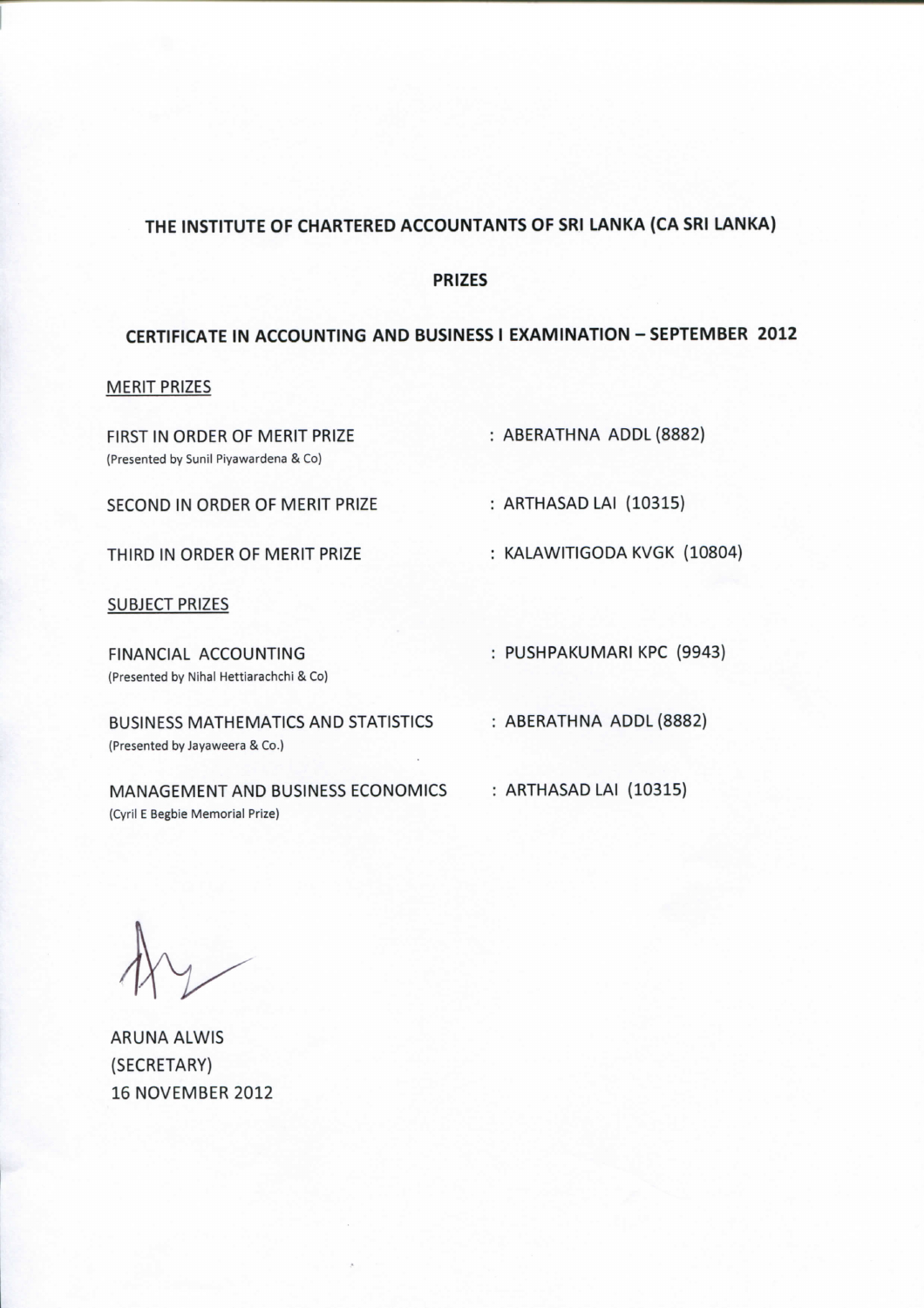## THE INSTITUTE OF CHARTERED ACCOUNTANTS OF SRI LANKA (CA SRI LANKA)

### PRIZES

### CERTIFICATE IN ACCOUNTING AND BUSINESS I EXAMINATION – SEPTEMBER 2012

<u>MERIT PRIZES</u>

FIRST IN ORDER OF MERIT PRIZE : ABERATHNA ADDL (8882)
(Presented by Sunil Piyawardena & Co)

SECOND IN ORDER OF MERIT PRIZE : ARTHASAD LAI (10315)

THIRD IN ORDER OF MERIT PRIZE : KALAWITIGODA KVGK (10804)

<u>SUBJECT PRIZES</u>

FINANCIAL ACCOUNTING : PUSHPAKUMARI KPC (9943)
(Presented by Nihal Hettiarachchi & Co)

BUSINESS MATHEMATICS AND STATISTICS : ABERATHNA ADDL (8882)
(Presented by Jayaweera & Co.)

MANAGEMENT AND BUSINESS ECONOMICS : ARTHASAD LAI (10315)
(Cyril E Begbie Memorial Prize)

ARUNA ALWIS
(SECRETARY)
16 NOVEMBER 2012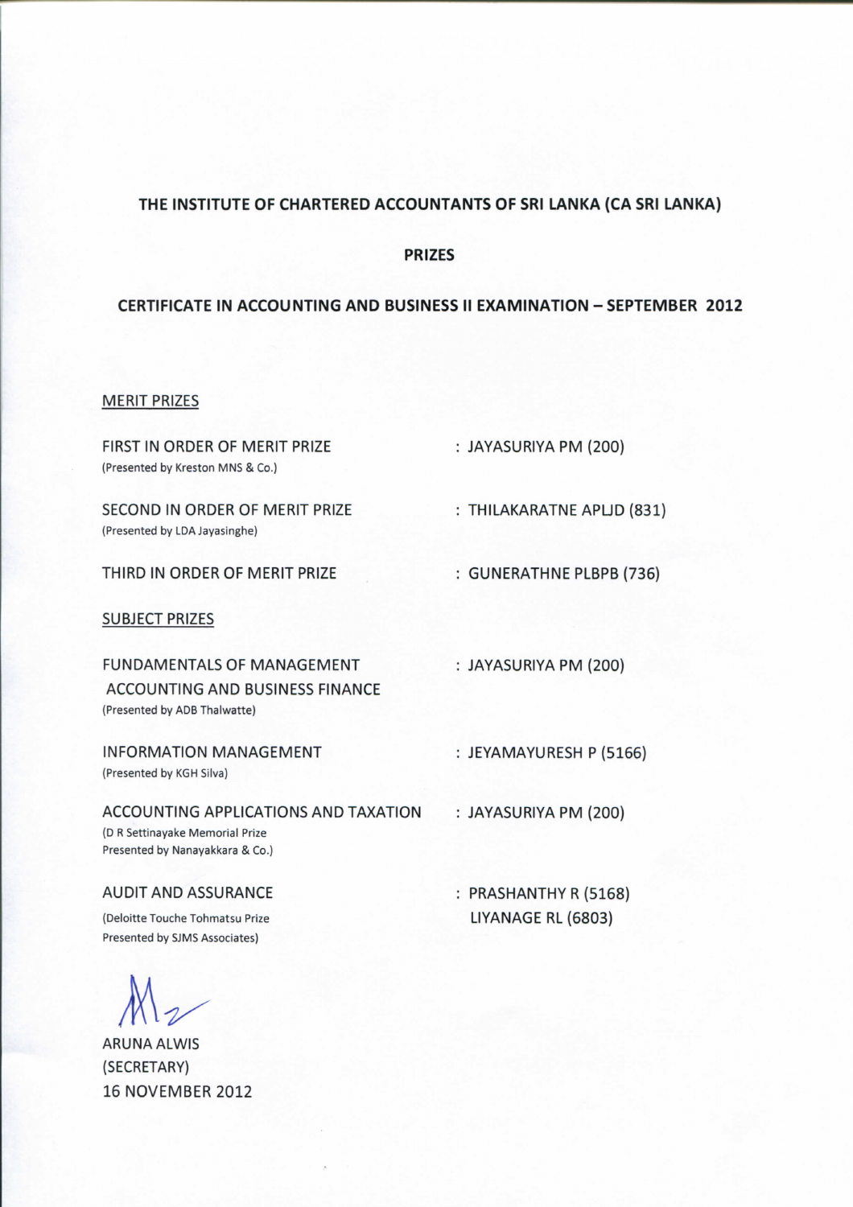# THE INSTITUTE OF CHARTERED ACCOUNTANTS OF SRI LANKA (CA SRI LANKA)

## PRIZES

## CERTIFICATE IN ACCOUNTING AND BUSINESS II EXAMINATION – SEPTEMBER 2012

MERIT PRIZES

FIRST IN ORDER OF MERIT PRIZE : JAYASURIYA PM (200)
(Presented by Kreston MNS & Co.)

SECOND IN ORDER OF MERIT PRIZE : THILAKARATNE APLJD (831)
(Presented by LDA Jayasinghe)

THIRD IN ORDER OF MERIT PRIZE : GUNERATHNE PLBPB (736)

SUBJECT PRIZES

FUNDAMENTALS OF MANAGEMENT ACCOUNTING AND BUSINESS FINANCE : JAYASURIYA PM (200)
(Presented by ADB Thalwatte)

INFORMATION MANAGEMENT : JEYAMAYURESH P (5166)
(Presented by KGH Silva)

ACCOUNTING APPLICATIONS AND TAXATION : JAYASURIYA PM (200)
(D R Settinayake Memorial Prize
Presented by Nanayakkara & Co.)

AUDIT AND ASSURANCE : PRASHANTHY R (5168)
LIYANAGE RL (6803)
(Deloitte Touche Tohmatsu Prize
Presented by SJMS Associates)

ARUNA ALWIS
(SECRETARY)
16 NOVEMBER 2012